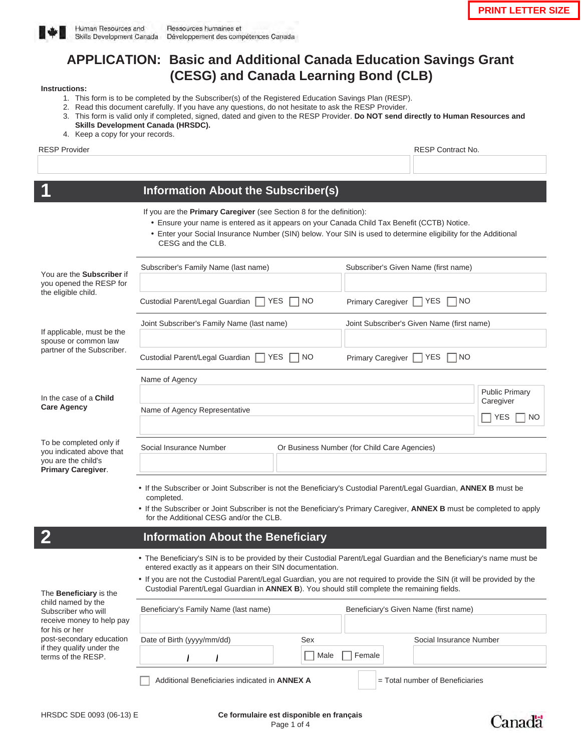PRINT LETTER SIZE

Human Resources and Skills Development Canada | Ressources humaines et Développement des compétences Canada

# APPLICATION: Basic and Additional Canada Education Savings Grant (CESG) and Canada Learning Bond (CLB)

**Instructions:**

1. This form is to be completed by the Subscriber(s) of the Registered Education Savings Plan (RESP).
2. Read this document carefully. If you have any questions, do not hesitate to ask the RESP Provider.
3. This form is valid only if completed, signed, dated and given to the RESP Provider. **Do NOT send directly to Human Resources and Skills Development Canada (HRSDC).**
4. Keep a copy for your records.

RESP Provider: ______________________ RESP Contract No.: __________

## 1 Information About the Subscriber(s)

If you are the **Primary Caregiver** (see Section 8 for the definition):

- Ensure your name is entered as it appears on your Canada Child Tax Benefit (CCTB) Notice.
- Enter your Social Insurance Number (SIN) below. Your SIN is used to determine eligibility for the Additional CESG and the CLB.

You are the **Subscriber** if you opened the RESP for the eligible child.

Subscriber's Family Name (last name): ______________________
Subscriber's Given Name (first name): ______________________
Custodial Parent/Legal Guardian ☐ YES ☐ NO
Primary Caregiver ☐ YES ☐ NO

If applicable, must be the spouse or common law partner of the Subscriber.

Joint Subscriber's Family Name (last name): ______________________
Joint Subscriber's Given Name (first name): ______________________
Custodial Parent/Legal Guardian ☐ YES ☐ NO
Primary Caregiver ☐ YES ☐ NO

In the case of a **Child Care Agency**

Name of Agency: ______________________
Name of Agency Representative: ______________________
Public Primary Caregiver ☐ YES ☐ NO

To be completed only if you indicated above that you are the child's **Primary Caregiver**.

Social Insurance Number: ______________________
Or Business Number (for Child Care Agencies): ______________________

- If the Subscriber or Joint Subscriber is not the Beneficiary's Custodial Parent/Legal Guardian, **ANNEX B** must be completed.
- If the Subscriber or Joint Subscriber is not the Beneficiary's Primary Caregiver, **ANNEX B** must be completed to apply for the Additional CESG and/or the CLB.

## 2 Information About the Beneficiary

- The Beneficiary's SIN is to be provided by their Custodial Parent/Legal Guardian and the Beneficiary's name must be entered exactly as it appears on their SIN documentation.
- If you are not the Custodial Parent/Legal Guardian, you are not required to provide the SIN (it will be provided by the Custodial Parent/Legal Guardian in **ANNEX B**). You should still complete the remaining fields.

The **Beneficiary** is the child named by the Subscriber who will receive money to help pay for his or her post-secondary education if they qualify under the terms of the RESP.

Beneficiary's Family Name (last name): ______________________
Beneficiary's Given Name (first name): ______________________
Date of Birth (yyyy/mm/dd): ____ / ____ / ____
Sex: ☐ Male ☐ Female
Social Insurance Number: ______________________

☐ Additional Beneficiaries indicated in **ANNEX A** ____ = Total number of Beneficiaries

HRSDC SDE 0093 (06-13) E

**Ce formulaire est disponible en français**

Canada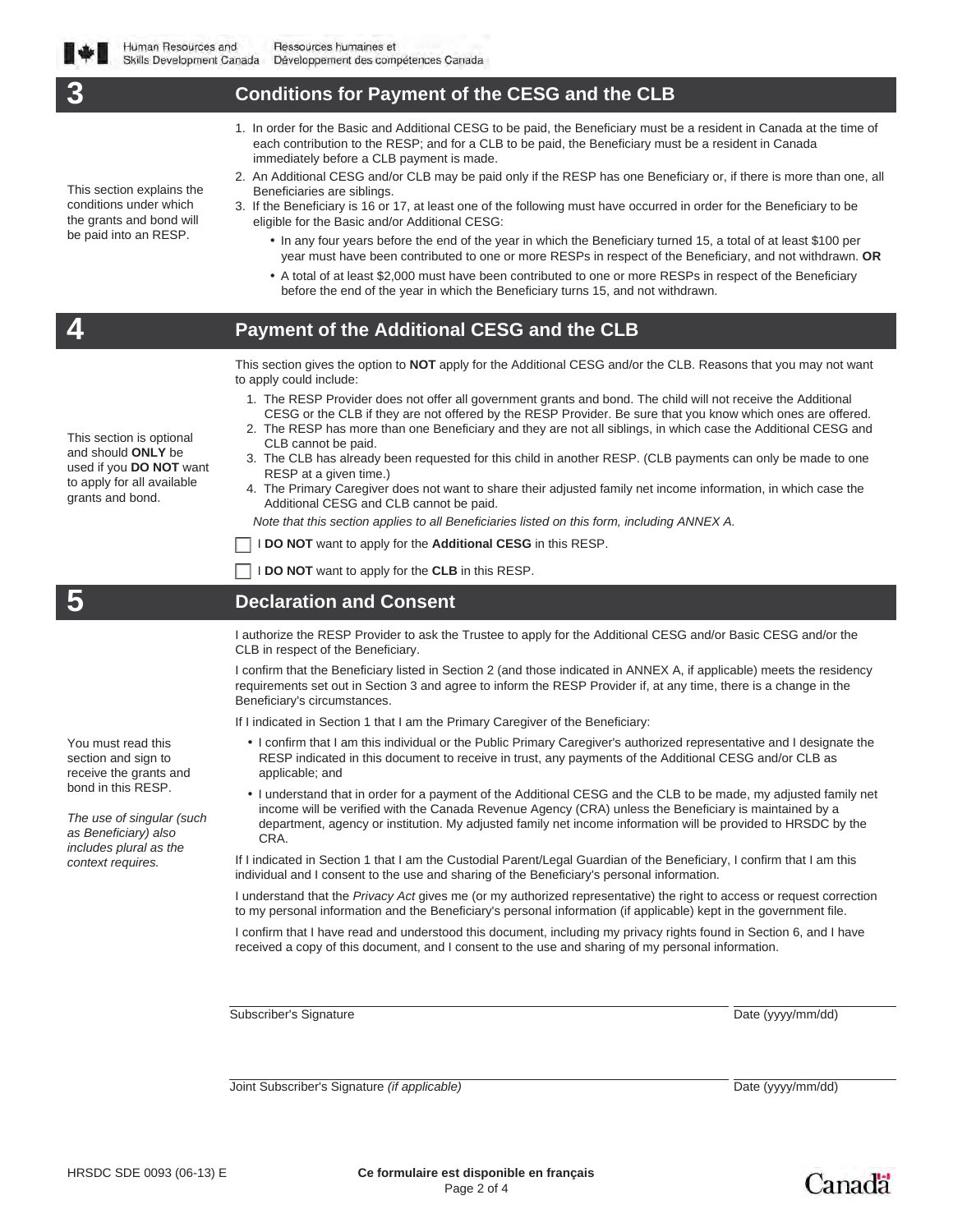## 3 Conditions for Payment of the CESG and the CLB

This section explains the conditions under which the grants and bond will be paid into an RESP.

1. In order for the Basic and Additional CESG to be paid, the Beneficiary must be a resident in Canada at the time of each contribution to the RESP; and for a CLB to be paid, the Beneficiary must be a resident in Canada immediately before a CLB payment is made.
2. An Additional CESG and/or CLB may be paid only if the RESP has one Beneficiary or, if there is more than one, all Beneficiaries are siblings.
3. If the Beneficiary is 16 or 17, at least one of the following must have occurred in order for the Beneficiary to be eligible for the Basic and/or Additional CESG:
   - In any four years before the end of the year in which the Beneficiary turned 15, a total of at least $100 per year must have been contributed to one or more RESPs in respect of the Beneficiary, and not withdrawn. **OR**
   - A total of at least $2,000 must have been contributed to one or more RESPs in respect of the Beneficiary before the end of the year in which the Beneficiary turns 15, and not withdrawn.

## 4 Payment of the Additional CESG and the CLB

This section is optional and should **ONLY** be used if you **DO NOT** want to apply for all available grants and bond.

This section gives the option to **NOT** apply for the Additional CESG and/or the CLB. Reasons that you may not want to apply could include:

1. The RESP Provider does not offer all government grants and bond. The child will not receive the Additional CESG or the CLB if they are not offered by the RESP Provider. Be sure that you know which ones are offered.
2. The RESP has more than one Beneficiary and they are not all siblings, in which case the Additional CESG and CLB cannot be paid.
3. The CLB has already been requested for this child in another RESP. (CLB payments can only be made to one RESP at a given time.)
4. The Primary Caregiver does not want to share their adjusted family net income information, in which case the Additional CESG and CLB cannot be paid.

*Note that this section applies to all Beneficiaries listed on this form, including ANNEX A.*

☐ I **DO NOT** want to apply for the **Additional CESG** in this RESP.

☐ I **DO NOT** want to apply for the **CLB** in this RESP.

## 5 Declaration and Consent

You must read this section and sign to receive the grants and bond in this RESP.

*The use of singular (such as Beneficiary) also includes plural as the context requires.*

I authorize the RESP Provider to ask the Trustee to apply for the Additional CESG and/or Basic CESG and/or the CLB in respect of the Beneficiary.

I confirm that the Beneficiary listed in Section 2 (and those indicated in ANNEX A, if applicable) meets the residency requirements set out in Section 3 and agree to inform the RESP Provider if, at any time, there is a change in the Beneficiary's circumstances.

If I indicated in Section 1 that I am the Primary Caregiver of the Beneficiary:

- I confirm that I am this individual or the Public Primary Caregiver's authorized representative and I designate the RESP indicated in this document to receive in trust, any payments of the Additional CESG and/or CLB as applicable; and
- I understand that in order for a payment of the Additional CESG and the CLB to be made, my adjusted family net income will be verified with the Canada Revenue Agency (CRA) unless the Beneficiary is maintained by a department, agency or institution. My adjusted family net income information will be provided to HRSDC by the CRA.

If I indicated in Section 1 that I am the Custodial Parent/Legal Guardian of the Beneficiary, I confirm that I am this individual and I consent to the use and sharing of the Beneficiary's personal information.

I understand that the *Privacy Act* gives me (or my authorized representative) the right to access or request correction to my personal information and the Beneficiary's personal information (if applicable) kept in the government file.

I confirm that I have read and understood this document, including my privacy rights found in Section 6, and I have received a copy of this document, and I consent to the use and sharing of my personal information.

Subscriber's Signature ______________________ Date (yyyy/mm/dd) __________

Joint Subscriber's Signature *(if applicable)* ______________________ Date (yyyy/mm/dd) __________

HRSDC SDE 0093 (06-13) E

**Ce formulaire est disponible en français**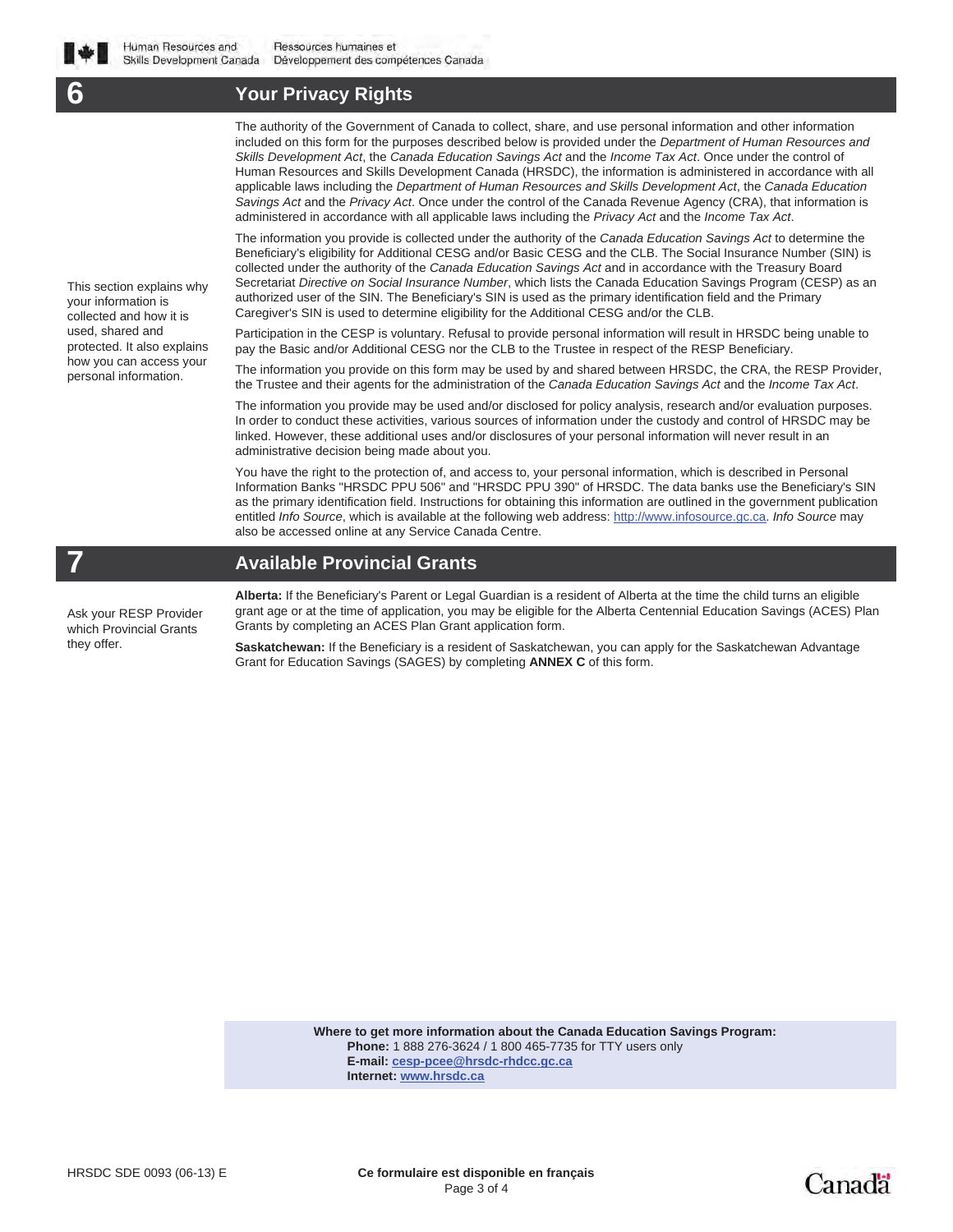## 6 Your Privacy Rights

This section explains why your information is collected and how it is used, shared and protected. It also explains how you can access your personal information.

The authority of the Government of Canada to collect, share, and use personal information and other information included on this form for the purposes described below is provided under the *Department of Human Resources and Skills Development Act*, the *Canada Education Savings Act* and the *Income Tax Act*. Once under the control of Human Resources and Skills Development Canada (HRSDC), the information is administered in accordance with all applicable laws including the *Department of Human Resources and Skills Development Act*, the *Canada Education Savings Act* and the *Privacy Act*. Once under the control of the Canada Revenue Agency (CRA), that information is administered in accordance with all applicable laws including the *Privacy Act* and the *Income Tax Act*.

The information you provide is collected under the authority of the *Canada Education Savings Act* to determine the Beneficiary's eligibility for Additional CESG and/or Basic CESG and the CLB. The Social Insurance Number (SIN) is collected under the authority of the *Canada Education Savings Act* and in accordance with the Treasury Board Secretariat *Directive on Social Insurance Number*, which lists the Canada Education Savings Program (CESP) as an authorized user of the SIN. The Beneficiary's SIN is used as the primary identification field and the Primary Caregiver's SIN is used to determine eligibility for the Additional CESG and/or the CLB.

Participation in the CESP is voluntary. Refusal to provide personal information will result in HRSDC being unable to pay the Basic and/or Additional CESG nor the CLB to the Trustee in respect of the RESP Beneficiary.

The information you provide on this form may be used by and shared between HRSDC, the CRA, the RESP Provider, the Trustee and their agents for the administration of the *Canada Education Savings Act* and the *Income Tax Act*.

The information you provide may be used and/or disclosed for policy analysis, research and/or evaluation purposes. In order to conduct these activities, various sources of information under the custody and control of HRSDC may be linked. However, these additional uses and/or disclosures of your personal information will never result in an administrative decision being made about you.

You have the right to the protection of, and access to, your personal information, which is described in Personal Information Banks "HRSDC PPU 506" and "HRSDC PPU 390" of HRSDC. The data banks use the Beneficiary's SIN as the primary identification field. Instructions for obtaining this information are outlined in the government publication entitled *Info Source*, which is available at the following web address: http://www.infosource.gc.ca. *Info Source* may also be accessed online at any Service Canada Centre.

## 7 Available Provincial Grants

Ask your RESP Provider which Provincial Grants they offer.

**Alberta:** If the Beneficiary's Parent or Legal Guardian is a resident of Alberta at the time the child turns an eligible grant age or at the time of application, you may be eligible for the Alberta Centennial Education Savings (ACES) Plan Grants by completing an ACES Plan Grant application form.

**Saskatchewan:** If the Beneficiary is a resident of Saskatchewan, you can apply for the Saskatchewan Advantage Grant for Education Savings (SAGES) by completing **ANNEX C** of this form.

**Where to get more information about the Canada Education Savings Program:**
**Phone:** 1 888 276-3624 / 1 800 465-7735 for TTY users only
**E-mail:** **cesp-pcee@hrsdc-rhdcc.gc.ca**
**Internet:** **www.hrsdc.ca**

HRSDC SDE 0093 (06-13) E

**Ce formulaire est disponible en français**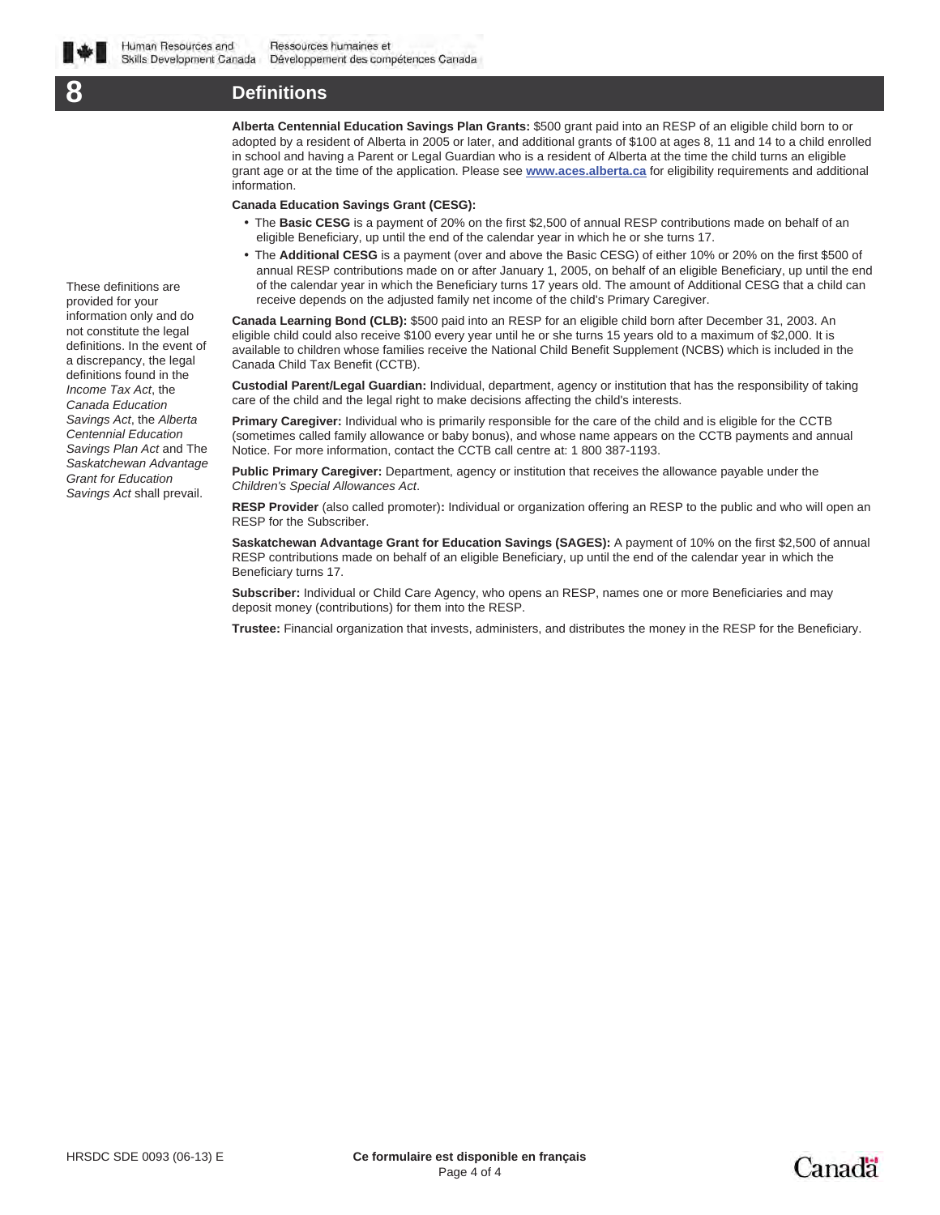# 8 Definitions

These definitions are provided for your information only and do not constitute the legal definitions. In the event of a discrepancy, the legal definitions found in the *Income Tax Act*, the *Canada Education Savings Act*, the *Alberta Centennial Education Savings Plan Act* and The *Saskatchewan Advantage Grant for Education Savings Act* shall prevail.

**Alberta Centennial Education Savings Plan Grants:** $500 grant paid into an RESP of an eligible child born to or adopted by a resident of Alberta in 2005 or later, and additional grants of $100 at ages 8, 11 and 14 to a child enrolled in school and having a Parent or Legal Guardian who is a resident of Alberta at the time the child turns an eligible grant age or at the time of the application. Please see **www.aces.alberta.ca** for eligibility requirements and additional information.

**Canada Education Savings Grant (CESG):**

- The **Basic CESG** is a payment of 20% on the first $2,500 of annual RESP contributions made on behalf of an eligible Beneficiary, up until the end of the calendar year in which he or she turns 17.
- The **Additional CESG** is a payment (over and above the Basic CESG) of either 10% or 20% on the first $500 of annual RESP contributions made on or after January 1, 2005, on behalf of an eligible Beneficiary, up until the end of the calendar year in which the Beneficiary turns 17 years old. The amount of Additional CESG that a child can receive depends on the adjusted family net income of the child's Primary Caregiver.

**Canada Learning Bond (CLB):** $500 paid into an RESP for an eligible child born after December 31, 2003. An eligible child could also receive $100 every year until he or she turns 15 years old to a maximum of $2,000. It is available to children whose families receive the National Child Benefit Supplement (NCBS) which is included in the Canada Child Tax Benefit (CCTB).

**Custodial Parent/Legal Guardian:** Individual, department, agency or institution that has the responsibility of taking care of the child and the legal right to make decisions affecting the child's interests.

**Primary Caregiver:** Individual who is primarily responsible for the care of the child and is eligible for the CCTB (sometimes called family allowance or baby bonus), and whose name appears on the CCTB payments and annual Notice. For more information, contact the CCTB call centre at: 1 800 387-1193.

**Public Primary Caregiver:** Department, agency or institution that receives the allowance payable under the *Children's Special Allowances Act*.

**RESP Provider** (also called promoter)**:** Individual or organization offering an RESP to the public and who will open an RESP for the Subscriber.

**Saskatchewan Advantage Grant for Education Savings (SAGES):** A payment of 10% on the first $2,500 of annual RESP contributions made on behalf of an eligible Beneficiary, up until the end of the calendar year in which the Beneficiary turns 17.

**Subscriber:** Individual or Child Care Agency, who opens an RESP, names one or more Beneficiaries and may deposit money (contributions) for them into the RESP.

**Trustee:** Financial organization that invests, administers, and distributes the money in the RESP for the Beneficiary.

HRSDC SDE 0093 (06-13) E

**Ce formulaire est disponible en français**